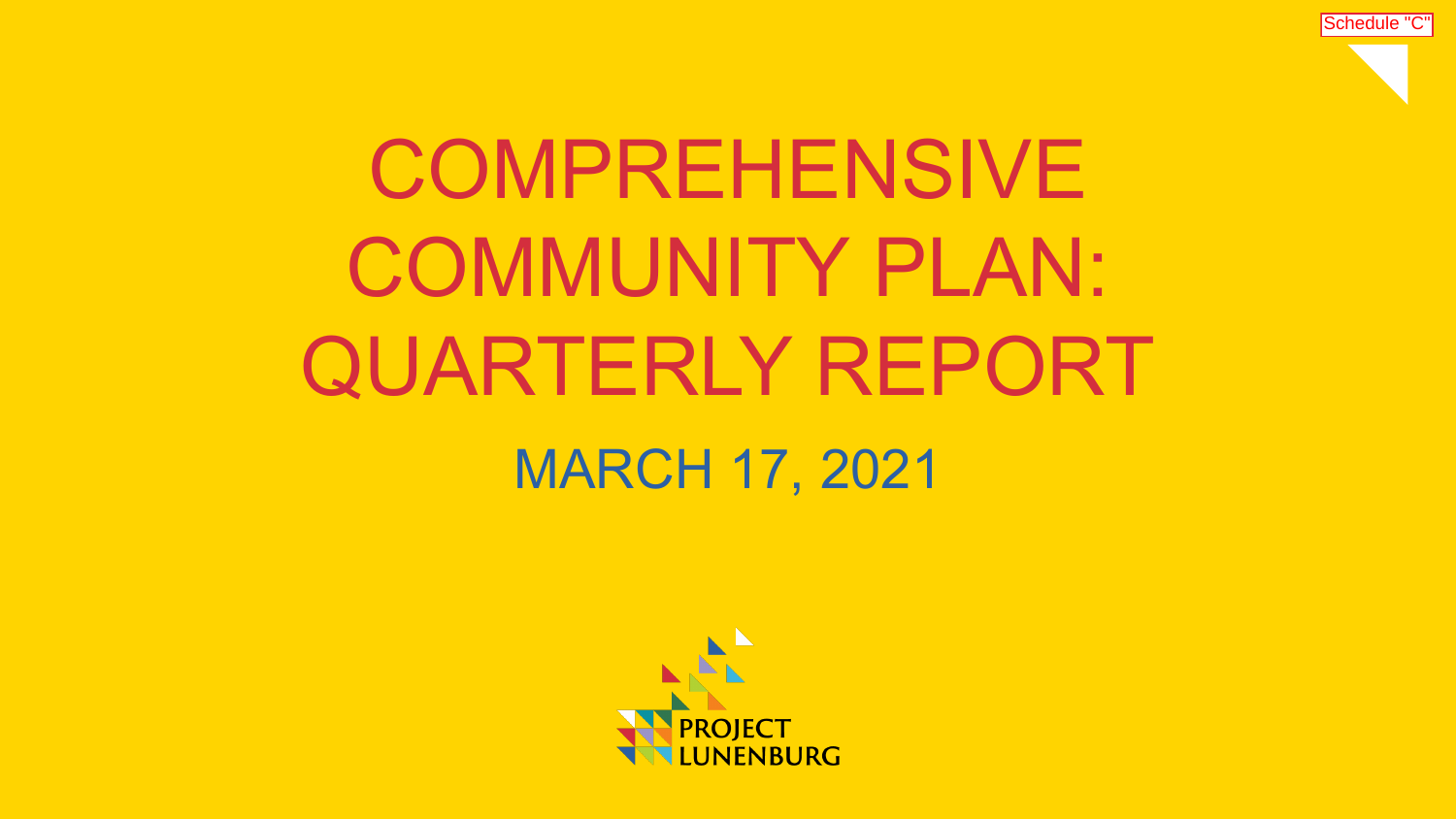Schedule "C"

# COMPREHENSIVE COMMUNITY PLAN: QUARTERLY REPORT

## MARCH 17, 2021

PROJECT LUNENBURG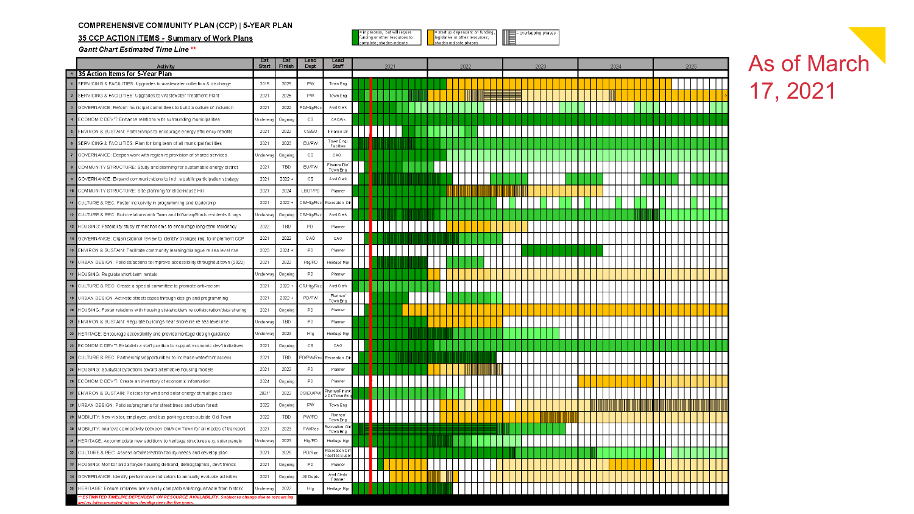# COMPREHENSIVE COMMUNITY PLAN (CCP) | 5-YEAR PLAN

## 35 CCP ACTION ITEMS - Summary of Work Plans

***Gantt Chart Estimated Time Line \*\****

Legend:
- = in process, but will require funding or other resources to complete; shades indicate ...
- = start up dependant on funding, legislative or other resources; shades indicate phases
- = overlapping phases

As of March 17, 2021

| # | Activity | Est Start | Est Finish | Lead Dept | Lead Staff |
|---|---|---|---|---|---|
| | **35 Action Items for 5-Year Plan** | | | | |
| 1 | SERVICING & FACILITIES: Upgrades to wastewater collection & discharge | 2019 | 2025 | PW | Town Eng |
| 2 | SERVICING & FACILITIES: Upgrades to Wastewater Treatment Plant | 2021 | 2025 | PW | Town Eng |
| 3 | GOVERNANCE: Reform municipal committees to build a culture of inclusion | 2021 | 2022 | PD/Htg/Rec | Asst Clerk |
| 4 | ECONOMIC DEV'T: Enhance relations with surrounding municipalities | Underway | Ongoing | CS | CAO/As |
| 5 | ENVIRON & SUSTAIN: Partnerships to encourage energy efficiency retrofits | 2021 | 2022 | CS/EU | Finance Dir |
| 6 | SERVICING & FACILITIES: Plan for long-term of all municipal facilities | 2021 | 2023 | EU/PW | Town Eng/ Facilities |
| 7 | GOVERNANCE: Deepen work with region re provision of shared services | Underway | Ongoing | CS | CAO |
| 8 | COMMUNITY STRUCTURE: Study and planning for sustainable energy district | 2021 | TBD | EU/PW | Finance Dir/ Town Eng |
| 9 | GOVERNANCE: Expand communications to incl. a public participation strategy | 2021 | 2022 + | CS | Asst Clerk |
| 10 | COMMUNITY STRUCTURE: Site planning for Blockhouse Hill | 2021 | 2024 | LBOT/PD | Planner |
| 11 | CULTURE & REC: Foster inclusivity in programming and leadership | 2021 | 2022 + | CS/Htg/Rec | Recreation Dir |
| 12 | CULTURE & REC: Build relations with Town and Mi'kmaq/Black residents & orgs | Underway | Ongoing | CS/Htg/Rec | Asst Clerk |
| 13 | HOUSING: Feasibility study of mechanisms to encourage long-term residency | 2022 | TBD | PD | Planner |
| 14 | GOVERNANCE: Organizational review to identify changes req. to implement CCP | 2021 | 2022 | CAO | CAO |
| 15 | ENVIRON & SUSTAIN: Facilitate community learning/dialogue re sea level rise | 2023 | 2024 + | PD | Planner |
| 16 | URBAN DESIGN: Policies/actions to improve accessibility throughout town (2022) | 2021 | 2022 | Htg/PD | Heritage Mgr |
| 17 | HOUSING: Regulate short-term rentals | Underway | Ongoing | PD | Planner |
| 18 | CULTURE & REC: Create a special committee to promote anti-racism | 2021 | 2022 + | CR/Htg/Rec | Asst Clerk |
| 19 | URBAN DESIGN: Activate streetscapes through design and programming | 2021 | 2022 + | PD/PW | Planner/ Town Eng |
| 20 | HOUSING: Foster relations with housing stakeholders re collaboration/data sharing | 2021 | Ongoing | PD | Planner |
| 21 | ENVIRON & SUSTAIN: Regulate buildings near shoreline re sea level rise | Underway | TBD | PD | Planner |
| 22 | HERITAGE: Encourage accessibility and provide heritage design guidance | Underway | 2023 | Htg | Heritage Mgr |
| 23 | ECONOMIC DEV'T: Establish a staff position to support economic dev't initiatives | 2021 | Ongoing | CS | CAO |
| 24 | CULTURE & REC: Partnerships/opportunities to increase waterfront access | 2021 | TBD | PD/PW/Rec | Recreation Dir |
| 25 | HOUSING: Study/policy/actions toward alternative housing models | 2021 | 2022 | PD | Planner |
| 26 | ECONOMIC DEV'T: Create an inventory of economic information | 2024 | Ongoing | PD | Planner |
| 27 | ENVIRON & SUSTAIN: Policies for wind and solar energy at multiple scales | 2021 | 2022 | CS/EU/PW | Planner/Finance Dir/Town Eng |
| 28 | URBAN DESIGN: Policies/programs for street trees and urban forest | 2022 | Ongoing | PW | Town Eng |
| 29 | MOBILITY: New visitor, employee, and bus parking areas outside Old Town | 2022 | TBD | PW/PD | Planner/ Town Eng |
| 30 | MOBILITY: Improve connectivity between Old/New Town for all modes of transport | 2021 | 2023 | PW/Rec | Recreation Dir/ Town Eng |
| 31 | HERITAGE: Accommodate new additions to heritage structures e.g. solar panels | Underway | 2023 | Htg/PD | Heritage Mgr |
| 32 | CULTURE & REC: Assess arts/recreation facility needs and develop plan | 2021 | 2025 | PD/Rec | Recreation Dir/ Facilities Super |
| 33 | HOUSING: Monitor and analyze housing demand, demographics, dev't trends | 2021 | Ongoing | PD | Planner |
| 34 | GOVERNANCE: Identify performance indicators to annually evaluate activities | 2021 | Ongoing | All Depts | Asst Clerk/ Planner |
| 35 | HERITAGE: Ensure infill/new are visually compatible/distinguishable from historic | Underway | 2022 | Htg | Heritage Mgr |

***\*\* ESTIMATED TIMELINE DEPENDENT ON RESOURCE AVAILABILITY. Subject to change due to resourcing and as interconnected actions develop over the five years.***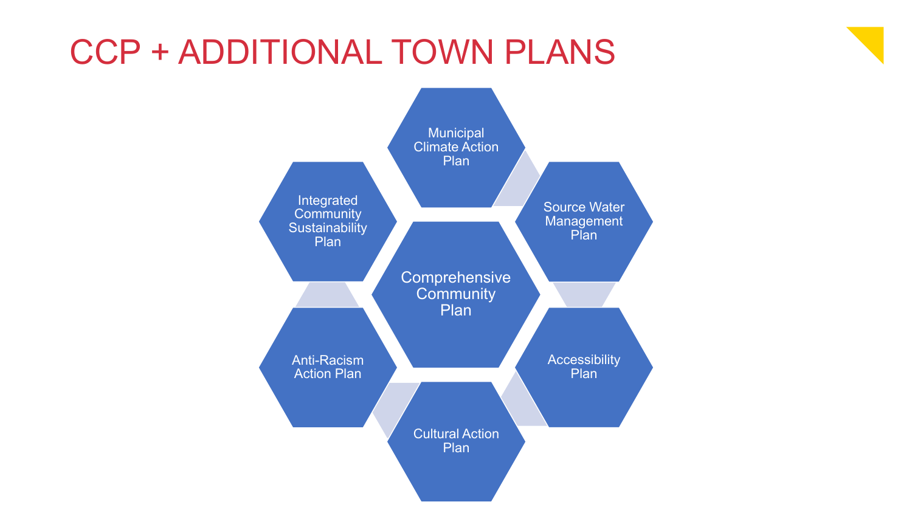# CCP + ADDITIONAL TOWN PLANS

- Comprehensive Community Plan
- Municipal Climate Action Plan
- Source Water Management Plan
- Accessibility Plan
- Cultural Action Plan
- Anti-Racism Action Plan
- Integrated Community Sustainability Plan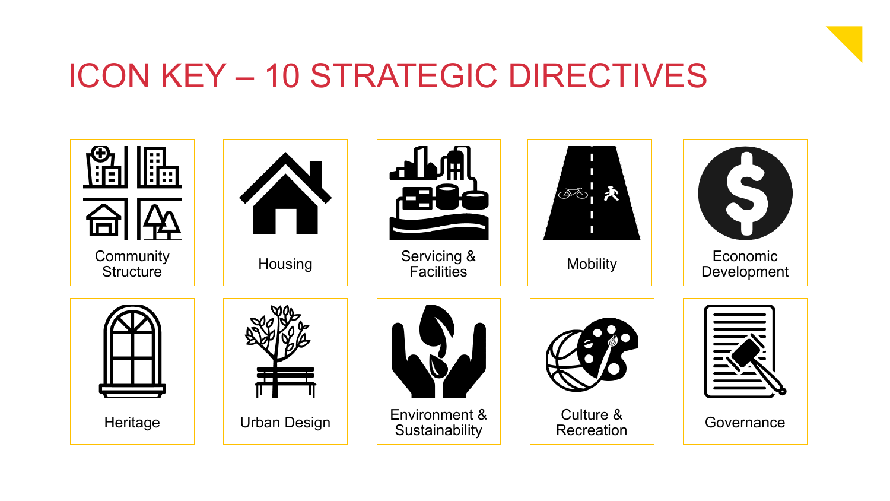# ICON KEY – 10 STRATEGIC DIRECTIVES

- Community Structure
- Housing
- Servicing & Facilities
- Mobility
- Economic Development
- Heritage
- Urban Design
- Environment & Sustainability
- Culture & Recreation
- Governance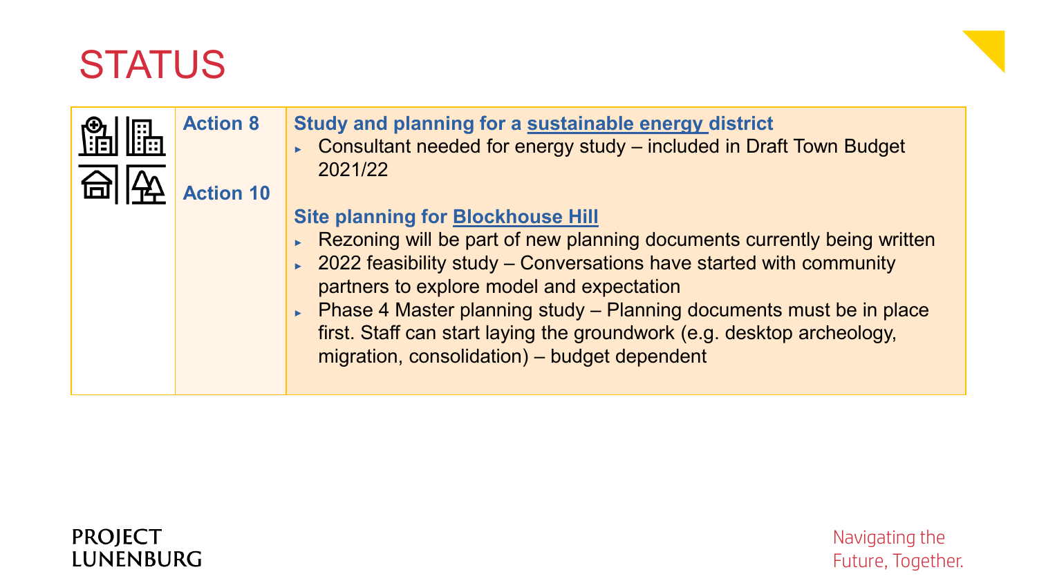# STATUS

| | | |
|---|---|---|
| | **Action 8** | **Study and planning for a sustainable energy district**<br>▸ Consultant needed for energy study – included in Draft Town Budget 2021/22 |
| | **Action 10** | **Site planning for Blockhouse Hill**<br>▸ Rezoning will be part of new planning documents currently being written<br>▸ 2022 feasibility study – Conversations have started with community partners to explore model and expectation<br>▸ Phase 4 Master planning study – Planning documents must be in place first. Staff can start laying the groundwork (e.g. desktop archeology, migration, consolidation) – budget dependent |

PROJECT LUNENBURG

Navigating the Future, Together.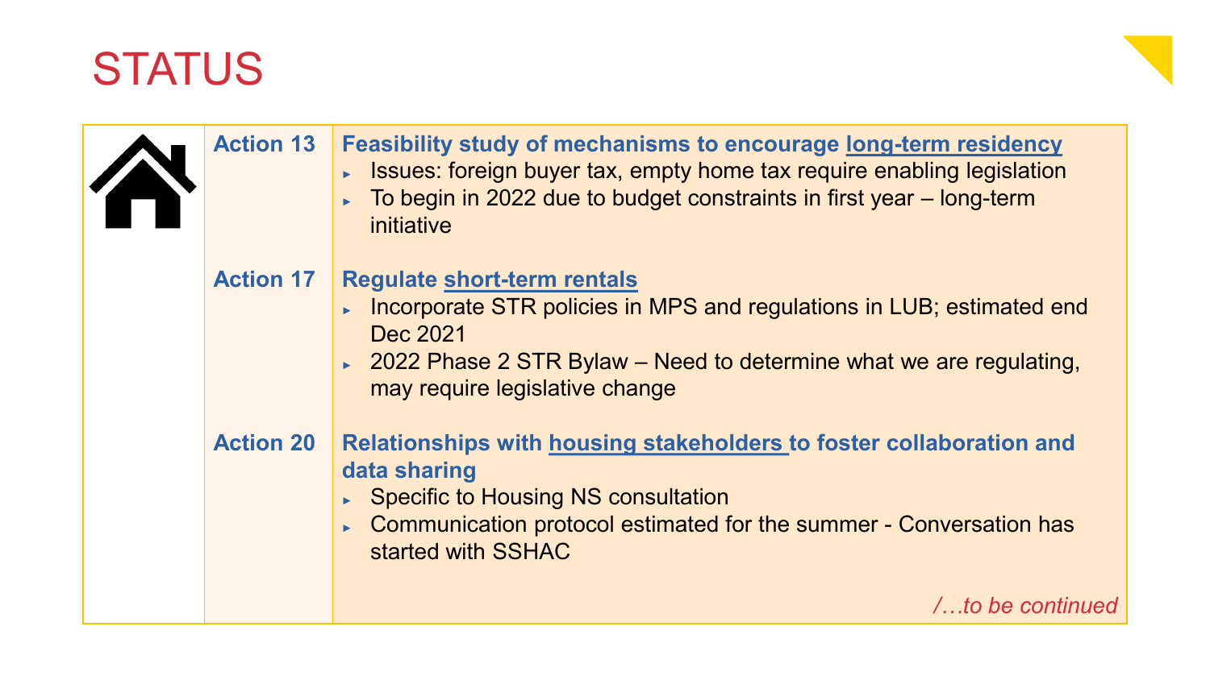# STATUS

**Action 13**

**Feasibility study of mechanisms to encourage long-term residency**

- Issues: foreign buyer tax, empty home tax require enabling legislation
- To begin in 2022 due to budget constraints in first year – long-term initiative

**Action 17**

**Regulate short-term rentals**

- Incorporate STR policies in MPS and regulations in LUB; estimated end Dec 2021
- 2022 Phase 2 STR Bylaw – Need to determine what we are regulating, may require legislative change

**Action 20**

**Relationships with housing stakeholders to foster collaboration and data sharing**

- Specific to Housing NS consultation
- Communication protocol estimated for the summer - Conversation has started with SSHAC

*/…to be continued*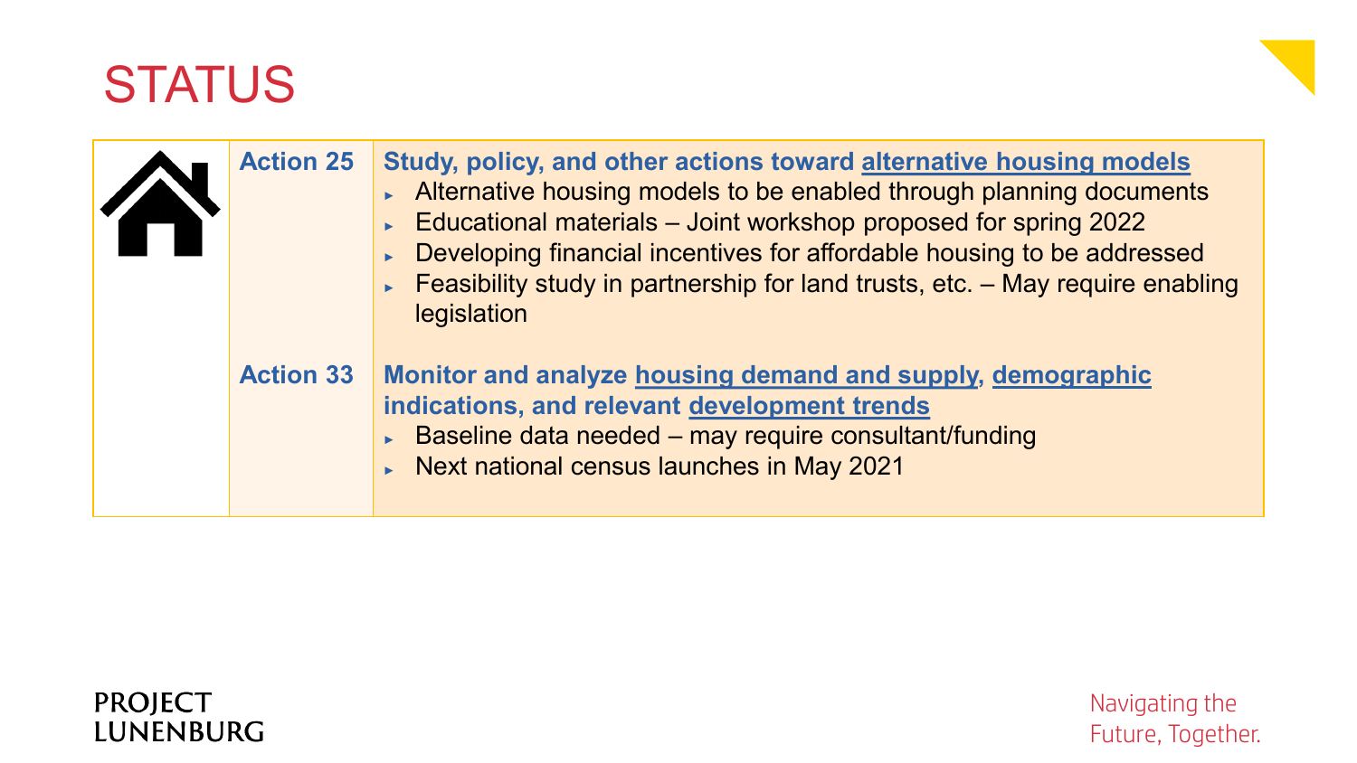# STATUS

| | Action | Description |
|---|---|---|
| | **Action 25** | **Study, policy, and other actions toward alternative housing models**<br>► Alternative housing models to be enabled through planning documents<br>► Educational materials – Joint workshop proposed for spring 2022<br>► Developing financial incentives for affordable housing to be addressed<br>► Feasibility study in partnership for land trusts, etc. – May require enabling legislation |
| | **Action 33** | **Monitor and analyze housing demand and supply, demographic indications, and relevant development trends**<br>► Baseline data needed – may require consultant/funding<br>► Next national census launches in May 2021 |

PROJECT LUNENBURG

Navigating the Future, Together.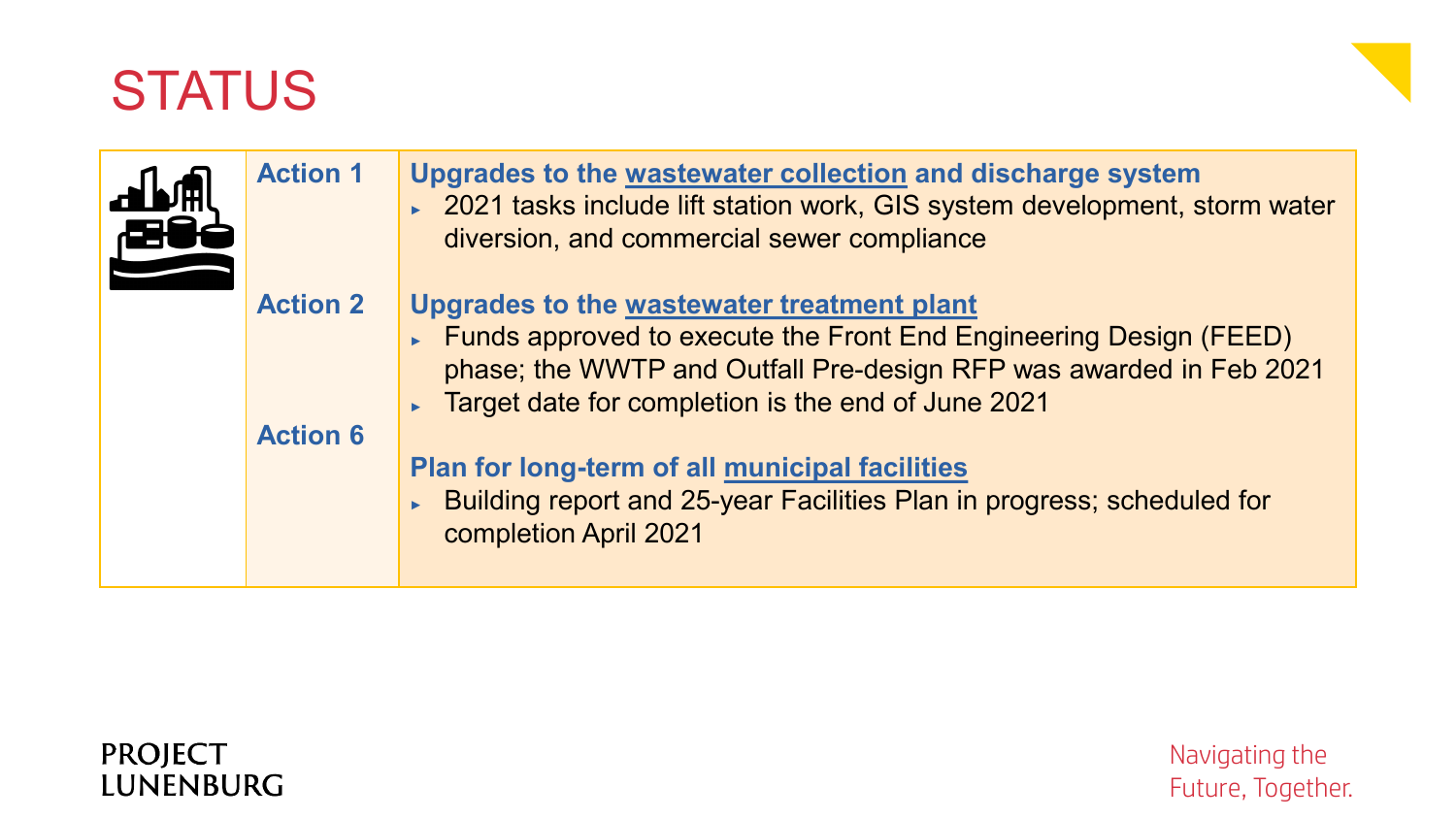# STATUS

**Action 1**

**Upgrades to the wastewater collection and discharge system**

- 2021 tasks include lift station work, GIS system development, storm water diversion, and commercial sewer compliance

**Action 2**

**Upgrades to the wastewater treatment plant**

- Funds approved to execute the Front End Engineering Design (FEED) phase; the WWTP and Outfall Pre-design RFP was awarded in Feb 2021
- Target date for completion is the end of June 2021

**Action 6**

**Plan for long-term of all municipal facilities**

- Building report and 25-year Facilities Plan in progress; scheduled for completion April 2021

PROJECT LUNENBURG

Navigating the Future, Together.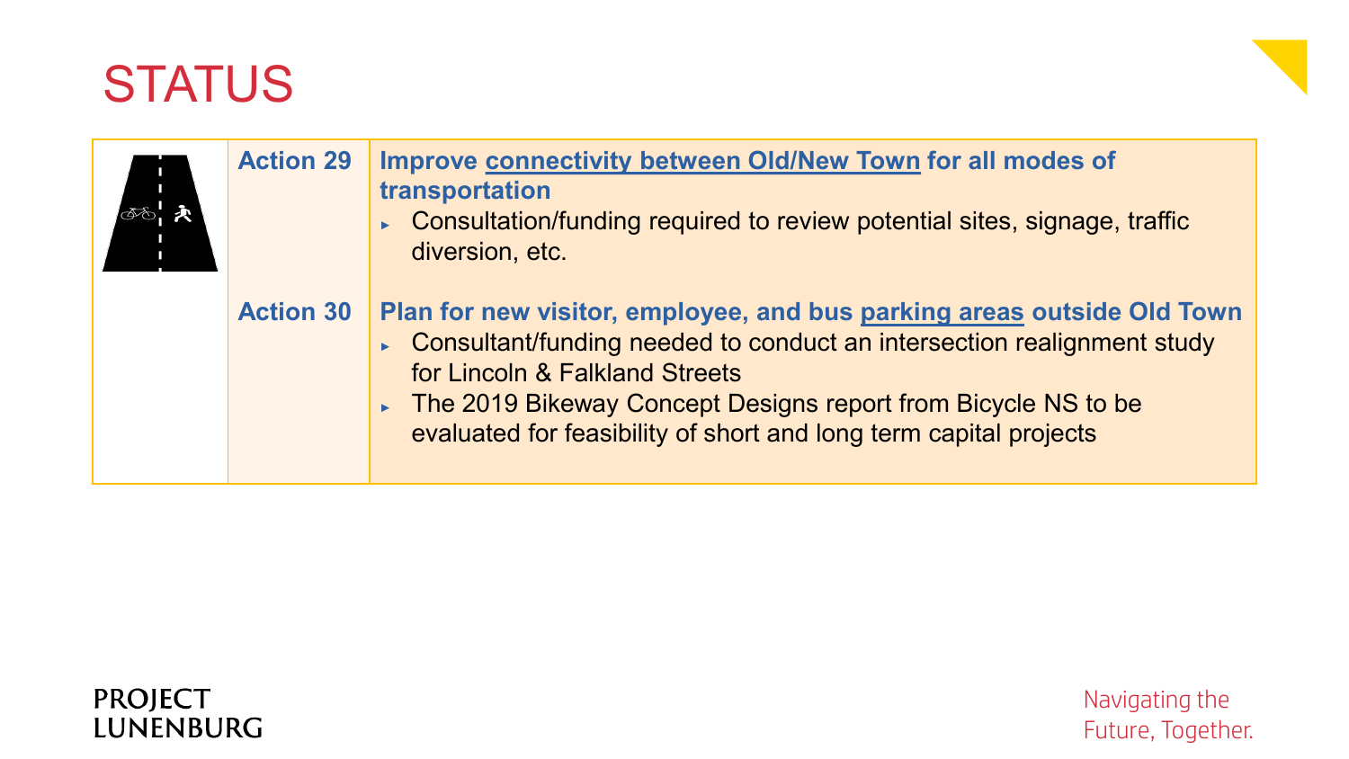# STATUS

| | | |
|---|---|---|
| | **Action 29** | **Improve connectivity between Old/New Town for all modes of transportation**<br>▸ Consultation/funding required to review potential sites, signage, traffic diversion, etc. |
| | **Action 30** | **Plan for new visitor, employee, and bus parking areas outside Old Town**<br>▸ Consultant/funding needed to conduct an intersection realignment study for Lincoln & Falkland Streets<br>▸ The 2019 Bikeway Concept Designs report from Bicycle NS to be evaluated for feasibility of short and long term capital projects |

PROJECT LUNENBURG

Navigating the Future, Together.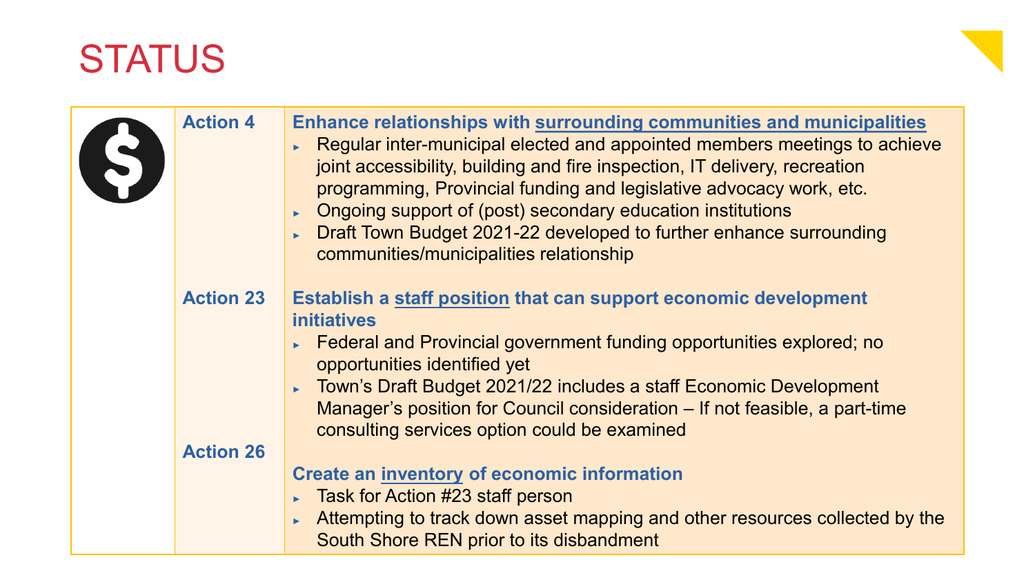# STATUS

| | | |
|---|---|---|
| | **Action 4** | **Enhance relationships with <u>surrounding communities and municipalities</u>**<br>► Regular inter-municipal elected and appointed members meetings to achieve joint accessibility, building and fire inspection, IT delivery, recreation programming, Provincial funding and legislative advocacy work, etc.<br>► Ongoing support of (post) secondary education institutions<br>► Draft Town Budget 2021-22 developed to further enhance surrounding communities/municipalities relationship |
| | **Action 23** | **Establish a <u>staff position</u> that can support economic development initiatives**<br>► Federal and Provincial government funding opportunities explored; no opportunities identified yet<br>► Town's Draft Budget 2021/22 includes a staff Economic Development Manager's position for Council consideration – If not feasible, a part-time consulting services option could be examined |
| | **Action 26** | **Create an <u>inventory</u> of economic information**<br>► Task for Action #23 staff person<br>► Attempting to track down asset mapping and other resources collected by the South Shore REN prior to its disbandment |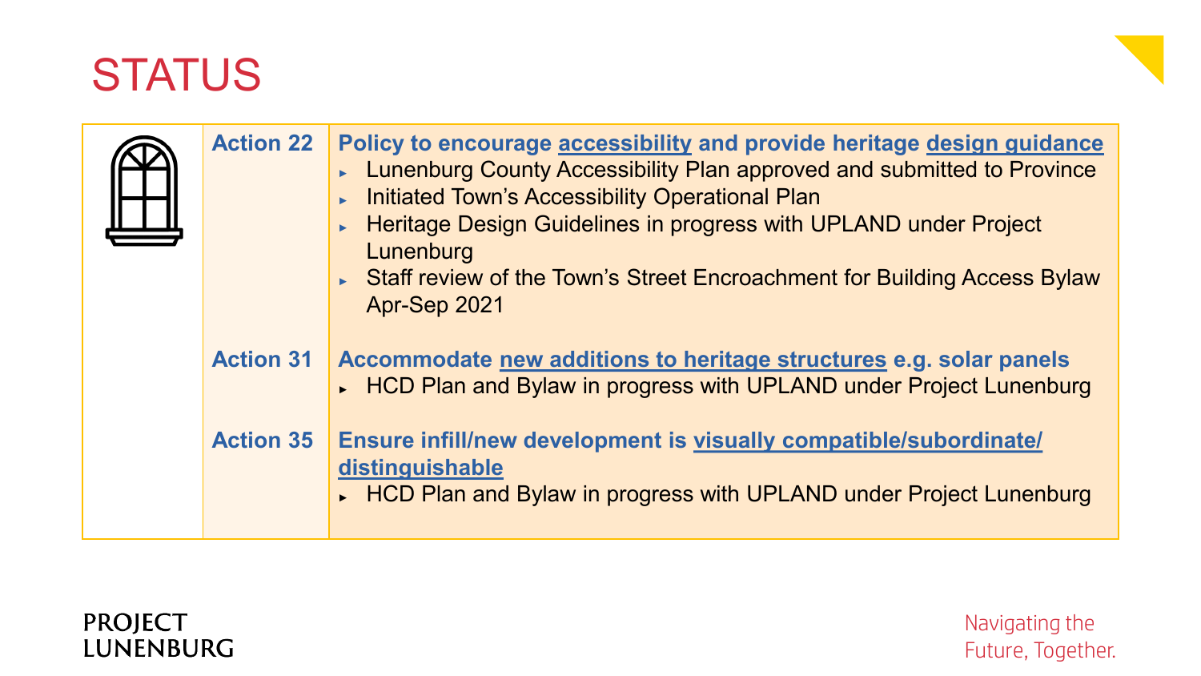# STATUS

| | Action | Details |
|---|---|---|
| | **Action 22** | **Policy to encourage accessibility and provide heritage design guidance** <br> ▸ Lunenburg County Accessibility Plan approved and submitted to Province <br> ▸ Initiated Town's Accessibility Operational Plan <br> ▸ Heritage Design Guidelines in progress with UPLAND under Project Lunenburg <br> ▸ Staff review of the Town's Street Encroachment for Building Access Bylaw Apr-Sep 2021 |
| | **Action 31** | **Accommodate new additions to heritage structures e.g. solar panels** <br> ▸ HCD Plan and Bylaw in progress with UPLAND under Project Lunenburg |
| | **Action 35** | **Ensure infill/new development is visually compatible/subordinate/ distinguishable** <br> ▸ HCD Plan and Bylaw in progress with UPLAND under Project Lunenburg |

PROJECT LUNENBURG

Navigating the Future, Together.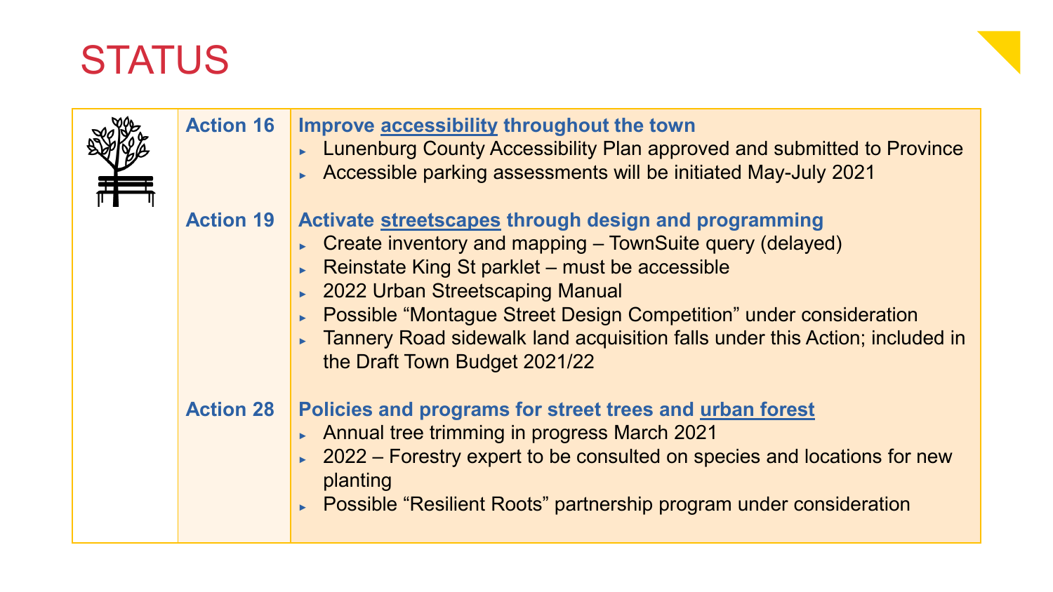# STATUS

## Action 16

**Improve accessibility throughout the town**

- Lunenburg County Accessibility Plan approved and submitted to Province
- Accessible parking assessments will be initiated May-July 2021

## Action 19

**Activate streetscapes through design and programming**

- Create inventory and mapping – TownSuite query (delayed)
- Reinstate King St parklet – must be accessible
- 2022 Urban Streetscaping Manual
- Possible "Montague Street Design Competition" under consideration
- Tannery Road sidewalk land acquisition falls under this Action; included in the Draft Town Budget 2021/22

## Action 28

**Policies and programs for street trees and urban forest**

- Annual tree trimming in progress March 2021
- 2022 – Forestry expert to be consulted on species and locations for new planting
- Possible "Resilient Roots" partnership program under consideration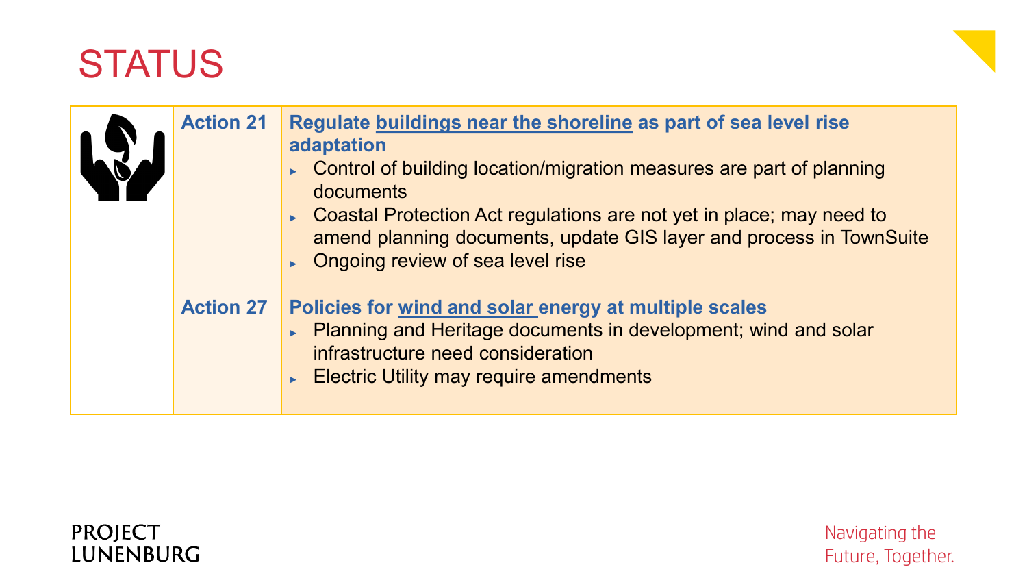# STATUS

| | Action | Description |
|---|---|---|
| | **Action 21** | **Regulate buildings near the shoreline as part of sea level rise adaptation**<br>▸ Control of building location/migration measures are part of planning documents<br>▸ Coastal Protection Act regulations are not yet in place; may need to amend planning documents, update GIS layer and process in TownSuite<br>▸ Ongoing review of sea level rise |
| | **Action 27** | **Policies for wind and solar energy at multiple scales**<br>▸ Planning and Heritage documents in development; wind and solar infrastructure need consideration<br>▸ Electric Utility may require amendments |

PROJECT LUNENBURG

Navigating the Future, Together.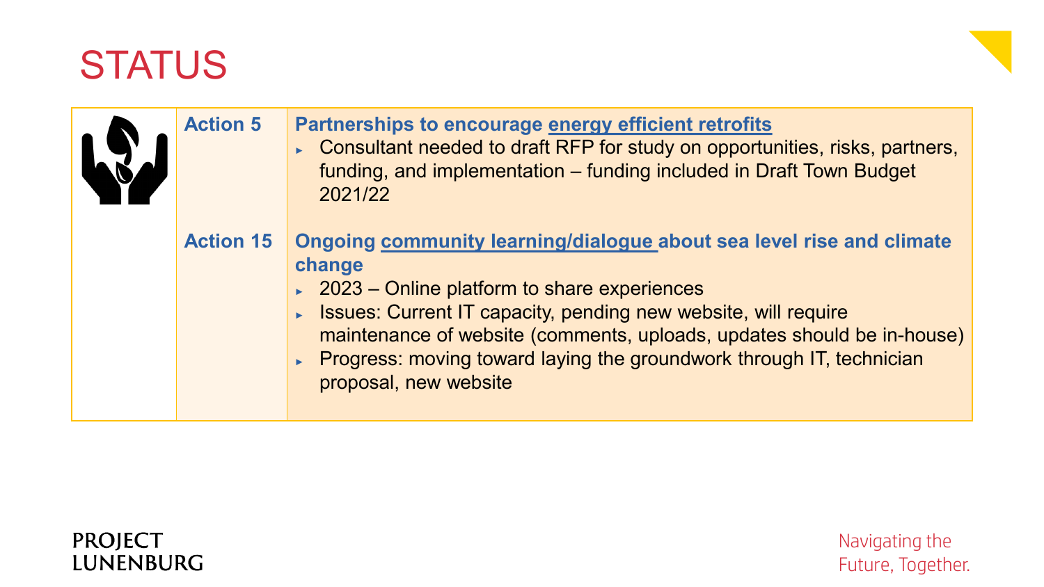# STATUS

| | Action | Details |
|---|---|---|
| | **Action 5** | **Partnerships to encourage energy efficient retrofits**<br>▸ Consultant needed to draft RFP for study on opportunities, risks, partners, funding, and implementation – funding included in Draft Town Budget 2021/22 |
| | **Action 15** | **Ongoing community learning/dialogue about sea level rise and climate change**<br>▸ 2023 – Online platform to share experiences<br>▸ Issues: Current IT capacity, pending new website, will require maintenance of website (comments, uploads, updates should be in-house)<br>▸ Progress: moving toward laying the groundwork through IT, technician proposal, new website |

PROJECT LUNENBURG

Navigating the Future, Together.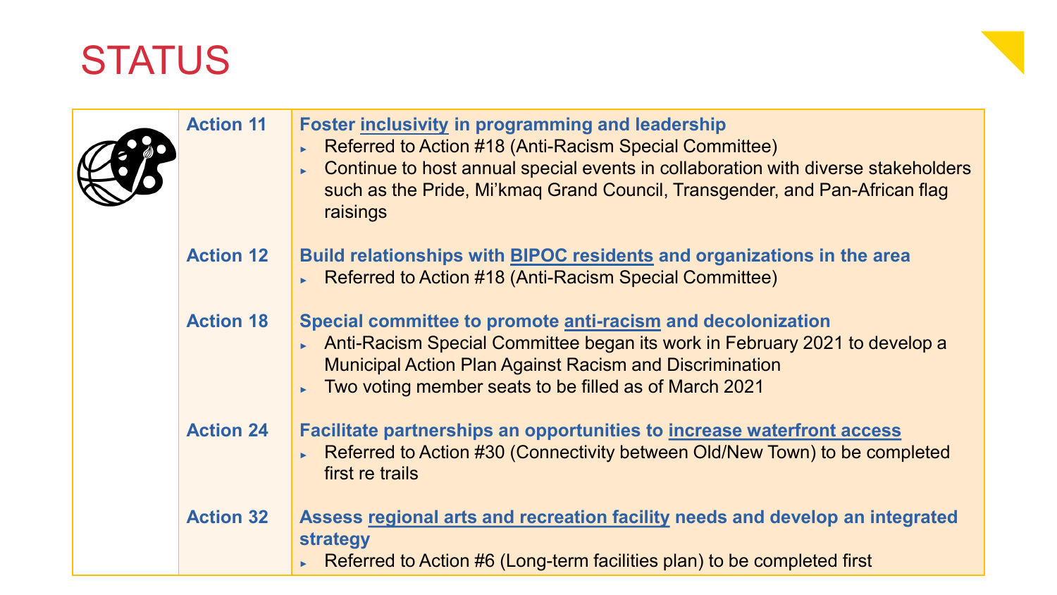# STATUS

| Action | Description |
| --- | --- |
| **Action 11** | **Foster inclusivity in programming and leadership**<br>► Referred to Action #18 (Anti-Racism Special Committee)<br>► Continue to host annual special events in collaboration with diverse stakeholders such as the Pride, Mi'kmaq Grand Council, Transgender, and Pan-African flag raisings |
| **Action 12** | **Build relationships with BIPOC residents and organizations in the area**<br>► Referred to Action #18 (Anti-Racism Special Committee) |
| **Action 18** | **Special committee to promote anti-racism and decolonization**<br>► Anti-Racism Special Committee began its work in February 2021 to develop a Municipal Action Plan Against Racism and Discrimination<br>► Two voting member seats to be filled as of March 2021 |
| **Action 24** | **Facilitate partnerships an opportunities to increase waterfront access**<br>► Referred to Action #30 (Connectivity between Old/New Town) to be completed first re trails |
| **Action 32** | **Assess regional arts and recreation facility needs and develop an integrated strategy**<br>► Referred to Action #6 (Long-term facilities plan) to be completed first |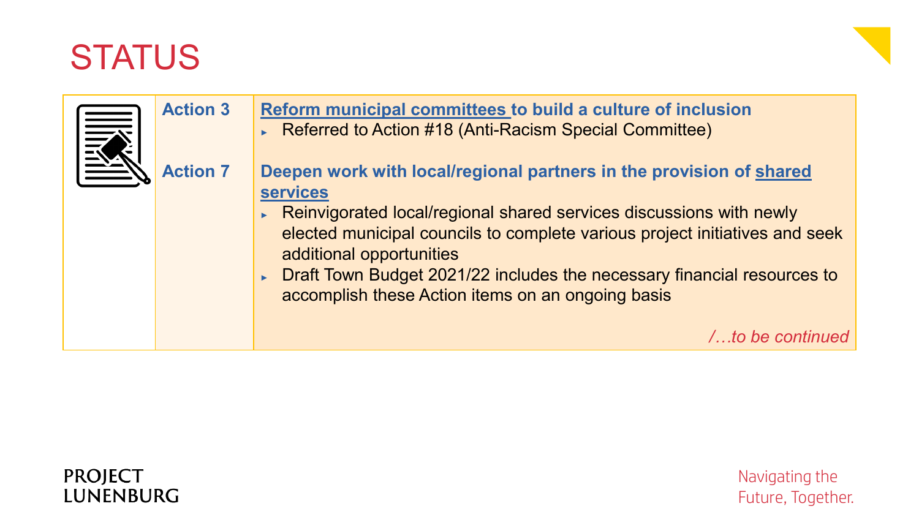# STATUS

| | | |
|---|---|---|
| | **Action 3** | **Reform municipal committees to build a culture of inclusion**<br>▸ Referred to Action #18 (Anti-Racism Special Committee) |
| | **Action 7** | **Deepen work with local/regional partners in the provision of shared services**<br>▸ Reinvigorated local/regional shared services discussions with newly elected municipal councils to complete various project initiatives and seek additional opportunities<br>▸ Draft Town Budget 2021/22 includes the necessary financial resources to accomplish these Action items on an ongoing basis<br><br>*/…to be continued* |

PROJECT LUNENBURG

Navigating the Future, Together.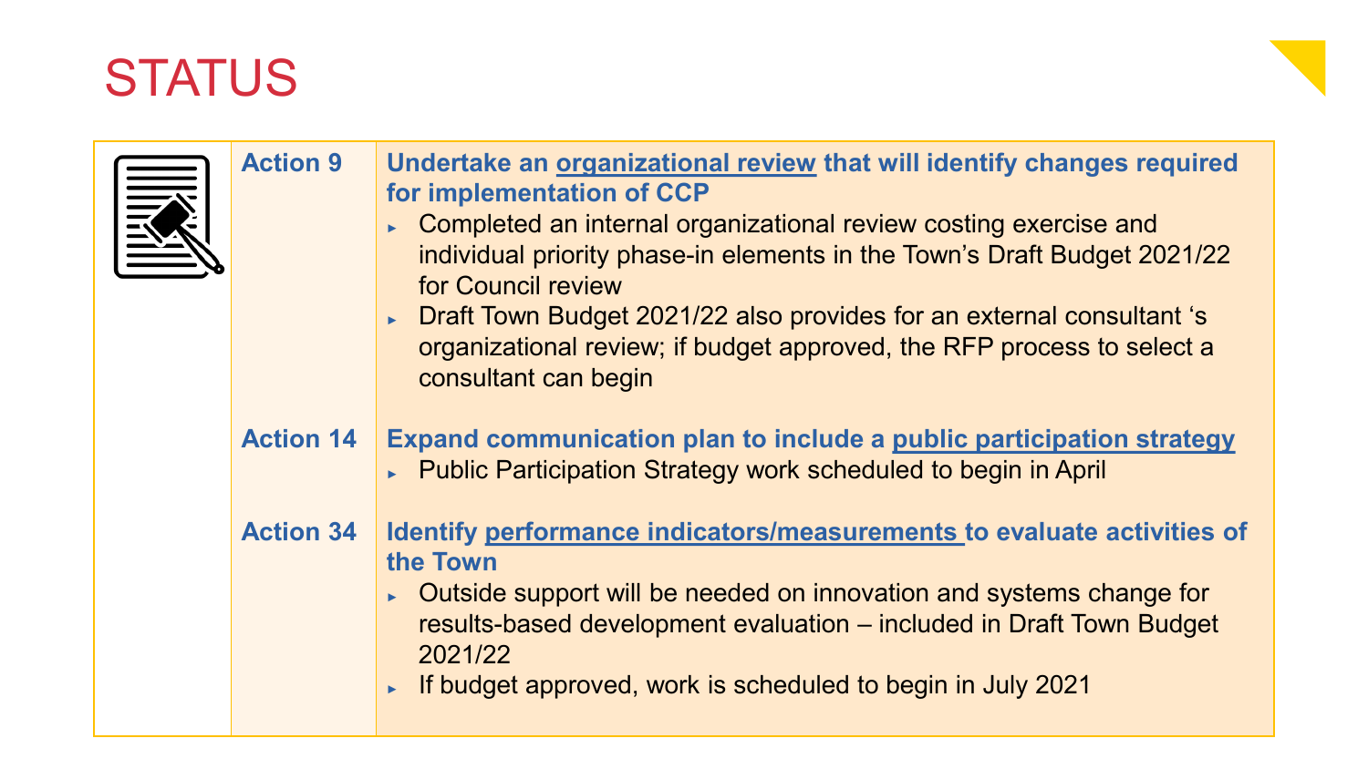# STATUS

**Action 9**

**Undertake an <u>organizational review</u> that will identify changes required for implementation of CCP**

- Completed an internal organizational review costing exercise and individual priority phase-in elements in the Town's Draft Budget 2021/22 for Council review
- Draft Town Budget 2021/22 also provides for an external consultant 's organizational review; if budget approved, the RFP process to select a consultant can begin

**Action 14**

**Expand communication plan to include a <u>public participation strategy</u>**

- Public Participation Strategy work scheduled to begin in April

**Action 34**

**Identify <u>performance indicators/measurements</u> to evaluate activities of the Town**

- Outside support will be needed on innovation and systems change for results-based development evaluation – included in Draft Town Budget 2021/22
- If budget approved, work is scheduled to begin in July 2021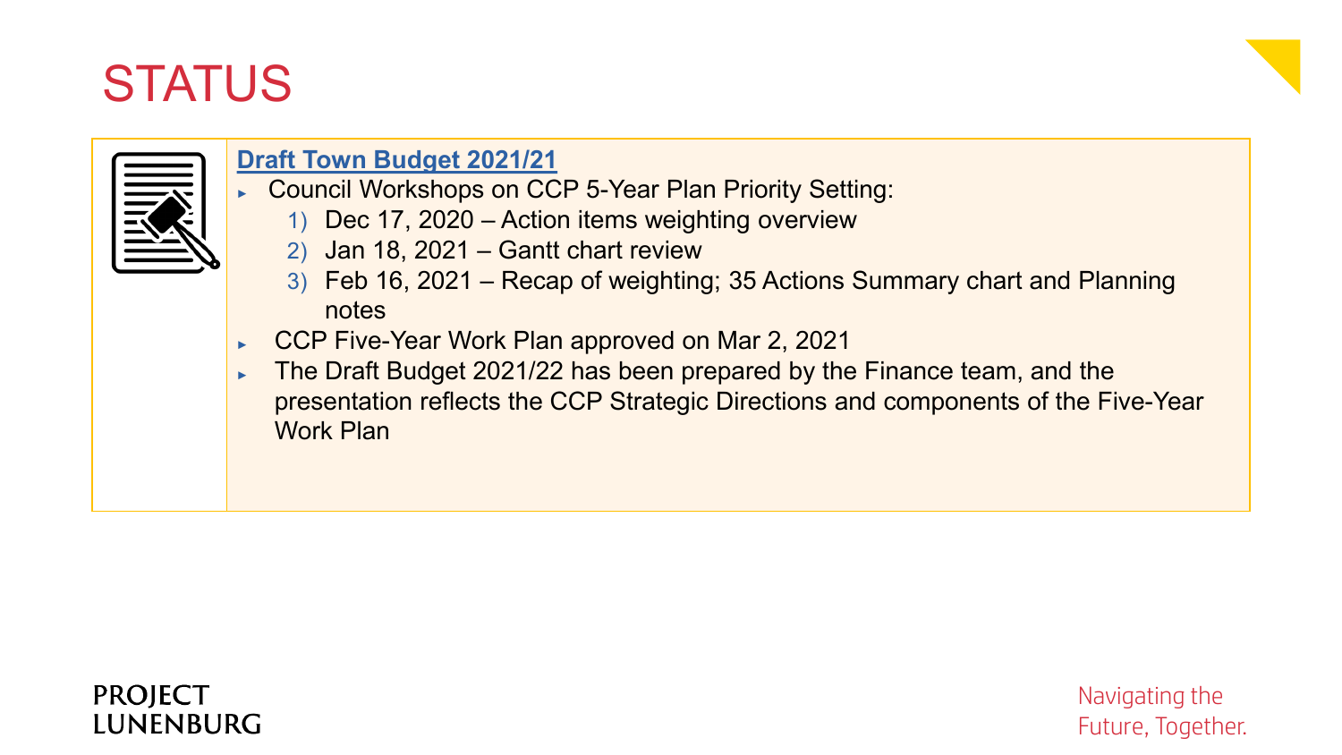# STATUS

**Draft Town Budget 2021/21**

- Council Workshops on CCP 5-Year Plan Priority Setting:
  1) Dec 17, 2020 – Action items weighting overview
  2) Jan 18, 2021 – Gantt chart review
  3) Feb 16, 2021 – Recap of weighting; 35 Actions Summary chart and Planning notes
- CCP Five-Year Work Plan approved on Mar 2, 2021
- The Draft Budget 2021/22 has been prepared by the Finance team, and the presentation reflects the CCP Strategic Directions and components of the Five-Year Work Plan

PROJECT LUNENBURG

Navigating the Future, Together.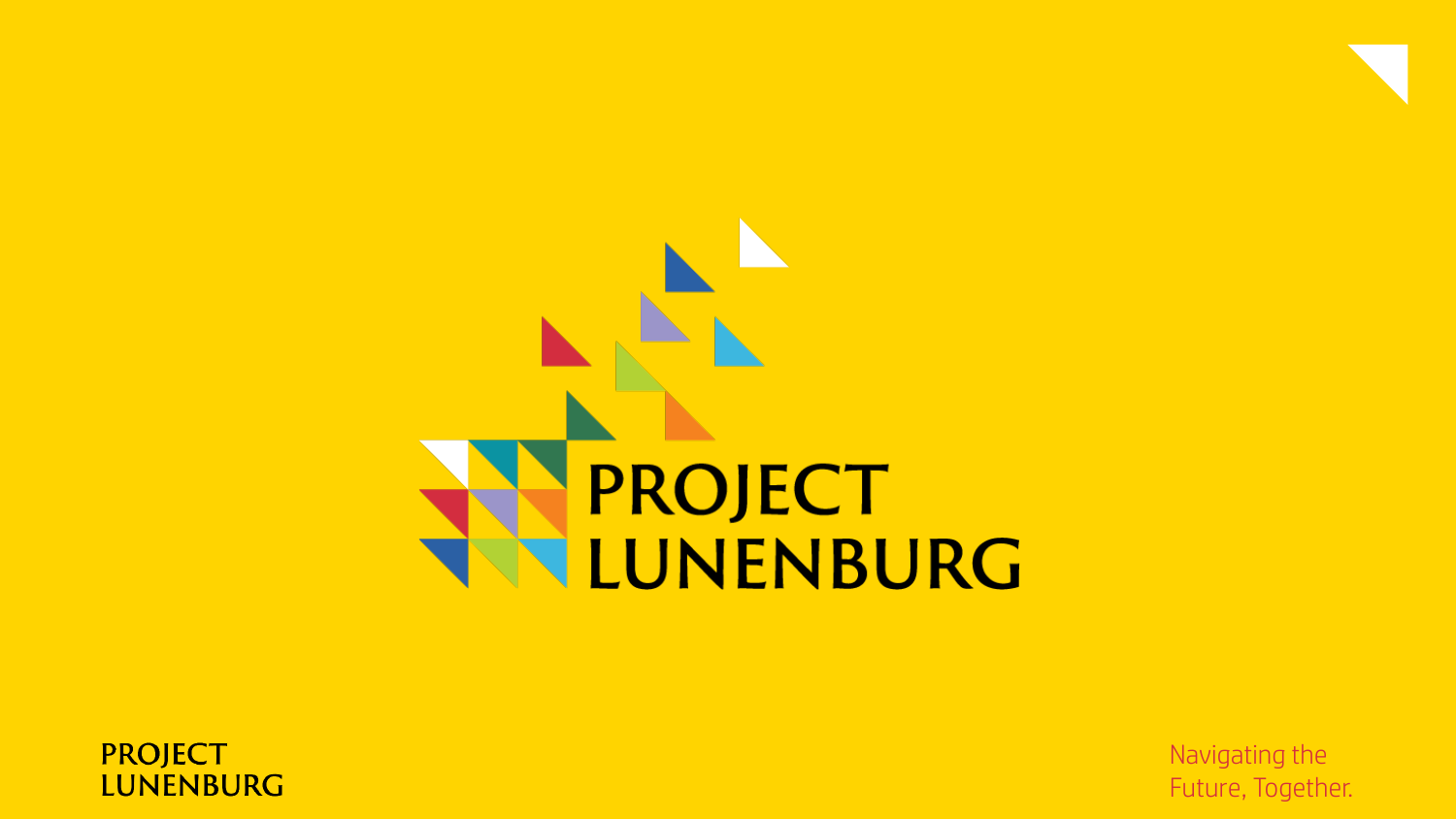# PROJECT LUNENBURG

PROJECT LUNENBURG

Navigating the Future, Together.